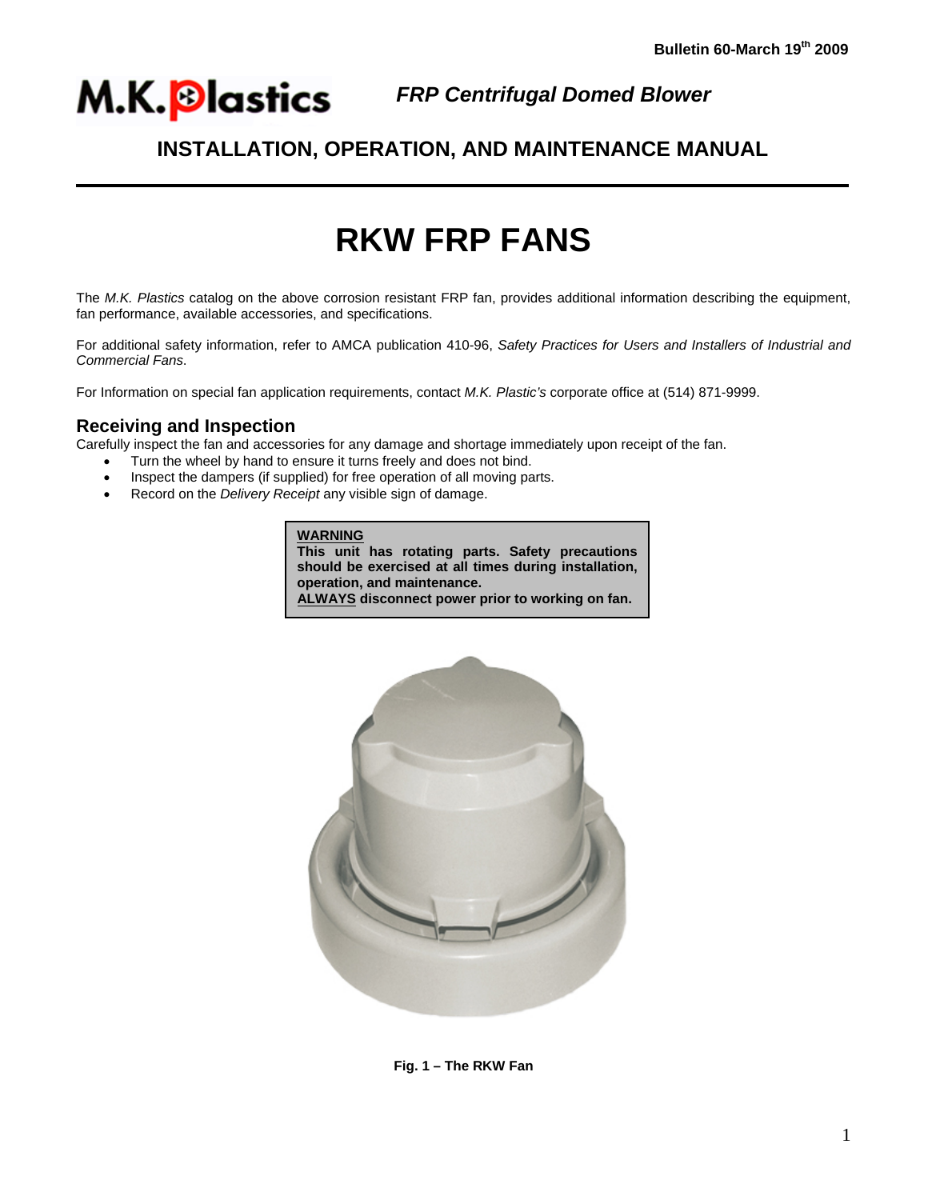Bulletin 60-March 19th 2009

**M.K. Plastics** *FRP Centrifugal Domed Blower*

## INSTALLATION, OPERATION, AND MAINTENANCE MANUAL

# RKW FRP FANS

The *M.K. Plastics* catalog on the above corrosion resistant FRP fan, provides additional information describing the equipment, fan performance, available accessories, and specifications.

For additional safety information, refer to AMCA publication 410-96, *Safety Practices for Users and Installers of Industrial and Commercial Fans*.

For Information on special fan application requirements, contact *M.K. Plastic's* corporate office at (514) 871-9999.

## Receiving and Inspection

Carefully inspect the fan and accessories for any damage and shortage immediately upon receipt of the fan.

- Turn the wheel by hand to ensure it turns freely and does not bind.
- Inspect the dampers (if supplied) for free operation of all moving parts.
- Record on the *Delivery Receipt* any visible sign of damage.

> **WARNING**
> **This unit has rotating parts. Safety precautions should be exercised at all times during installation, operation, and maintenance.**
> **ALWAYS disconnect power prior to working on fan.**

**Fig. 1 – The RKW Fan**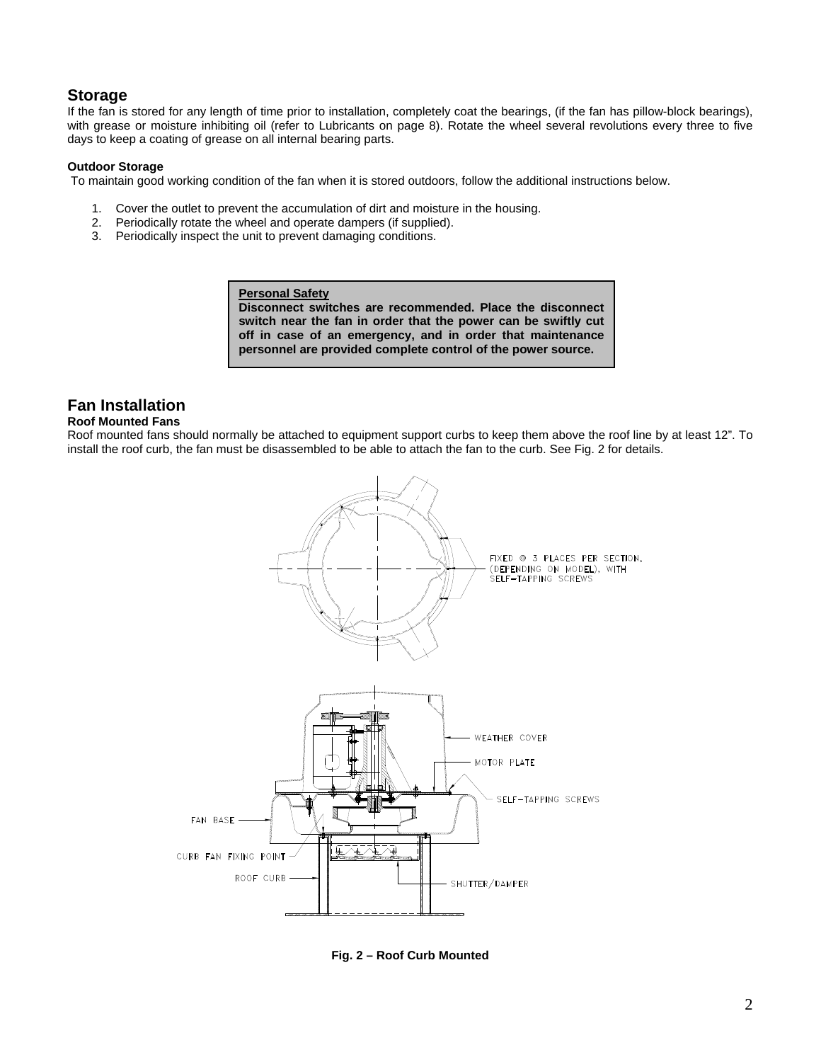## Storage

If the fan is stored for any length of time prior to installation, completely coat the bearings, (if the fan has pillow-block bearings), with grease or moisture inhibiting oil (refer to Lubricants on page 8). Rotate the wheel several revolutions every three to five days to keep a coating of grease on all internal bearing parts.

#### Outdoor Storage

To maintain good working condition of the fan when it is stored outdoors, follow the additional instructions below.

1. Cover the outlet to prevent the accumulation of dirt and moisture in the housing.
2. Periodically rotate the wheel and operate dampers (if supplied).
3. Periodically inspect the unit to prevent damaging conditions.

> **Personal Safety**
> **Disconnect switches are recommended. Place the disconnect switch near the fan in order that the power can be swiftly cut off in case of an emergency, and in order that maintenance personnel are provided complete control of the power source.**

## Fan Installation

#### Roof Mounted Fans

Roof mounted fans should normally be attached to equipment support curbs to keep them above the roof line by at least 12". To install the roof curb, the fan must be disassembled to be able to attach the fan to the curb. See Fig. 2 for details.

FIXED @ 3 PLACES PER SECTION, (DEPENDING ON MODEL), WITH SELF-TAPPING SCREWS

WEATHER COVER

MOTOR PLATE

SELF-TAPPING SCREWS

FAN BASE

CURB FAN FIXING POINT

ROOF CURB

SHUTTER/DAMPER

**Fig. 2 – Roof Curb Mounted**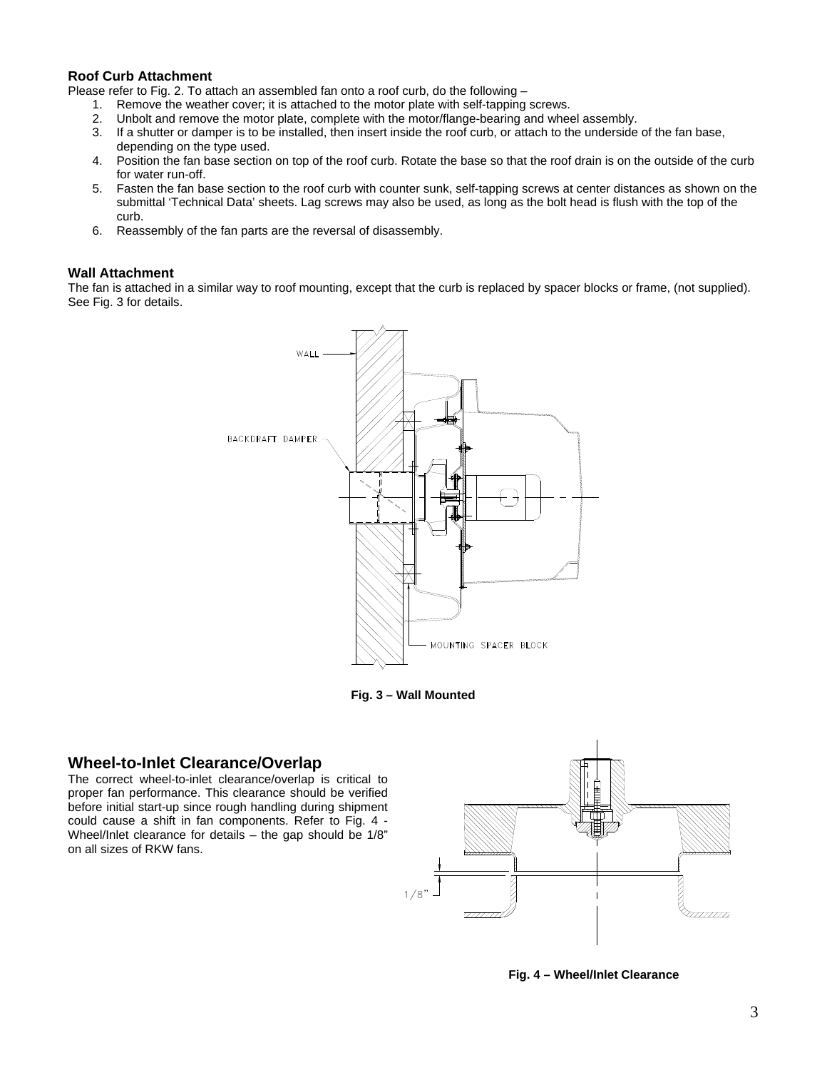### Roof Curb Attachment

Please refer to Fig. 2. To attach an assembled fan onto a roof curb, do the following –

1. Remove the weather cover; it is attached to the motor plate with self-tapping screws.
2. Unbolt and remove the motor plate, complete with the motor/flange-bearing and wheel assembly.
3. If a shutter or damper is to be installed, then insert inside the roof curb, or attach to the underside of the fan base, depending on the type used.
4. Position the fan base section on top of the roof curb. Rotate the base so that the roof drain is on the outside of the curb for water run-off.
5. Fasten the fan base section to the roof curb with counter sunk, self-tapping screws at center distances as shown on the submittal 'Technical Data' sheets. Lag screws may also be used, as long as the bolt head is flush with the top of the curb.
6. Reassembly of the fan parts are the reversal of disassembly.

### Wall Attachment

The fan is attached in a similar way to roof mounting, except that the curb is replaced by spacer blocks or frame, (not supplied). See Fig. 3 for details.

WALL

BACKDRAFT DAMPER

MOUNTING SPACER BLOCK

**Fig. 3 – Wall Mounted**

## Wheel-to-Inlet Clearance/Overlap

The correct wheel-to-inlet clearance/overlap is critical to proper fan performance. This clearance should be verified before initial start-up since rough handling during shipment could cause a shift in fan components. Refer to Fig. 4 - Wheel/Inlet clearance for details – the gap should be 1/8" on all sizes of RKW fans.

1/8"

**Fig. 4 – Wheel/Inlet Clearance**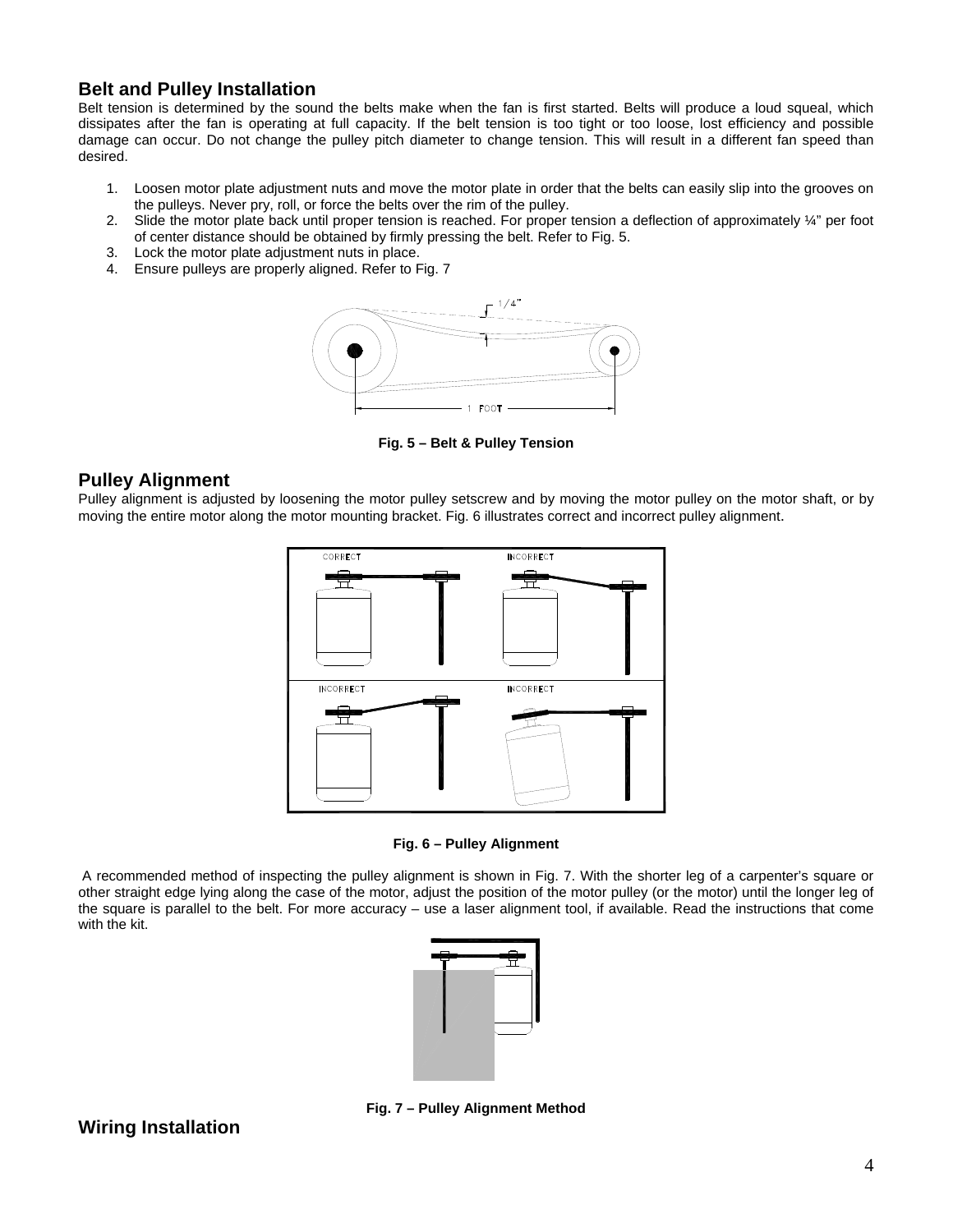## Belt and Pulley Installation

Belt tension is determined by the sound the belts make when the fan is first started. Belts will produce a loud squeal, which dissipates after the fan is operating at full capacity. If the belt tension is too tight or too loose, lost efficiency and possible damage can occur. Do not change the pulley pitch diameter to change tension. This will result in a different fan speed than desired.

1. Loosen motor plate adjustment nuts and move the motor plate in order that the belts can easily slip into the grooves on the pulleys. Never pry, roll, or force the belts over the rim of the pulley.
2. Slide the motor plate back until proper tension is reached. For proper tension a deflection of approximately ¼" per foot of center distance should be obtained by firmly pressing the belt. Refer to Fig. 5.
3. Lock the motor plate adjustment nuts in place.
4. Ensure pulleys are properly aligned. Refer to Fig. 7

**Fig. 5 – Belt & Pulley Tension**

## Pulley Alignment

Pulley alignment is adjusted by loosening the motor pulley setscrew and by moving the motor pulley on the motor shaft, or by moving the entire motor along the motor mounting bracket. Fig. 6 illustrates correct and incorrect pulley alignment.

**Fig. 6 – Pulley Alignment**

A recommended method of inspecting the pulley alignment is shown in Fig. 7. With the shorter leg of a carpenter's square or other straight edge lying along the case of the motor, adjust the position of the motor pulley (or the motor) until the longer leg of the square is parallel to the belt. For more accuracy – use a laser alignment tool, if available. Read the instructions that come with the kit.

**Fig. 7 – Pulley Alignment Method**

## Wiring Installation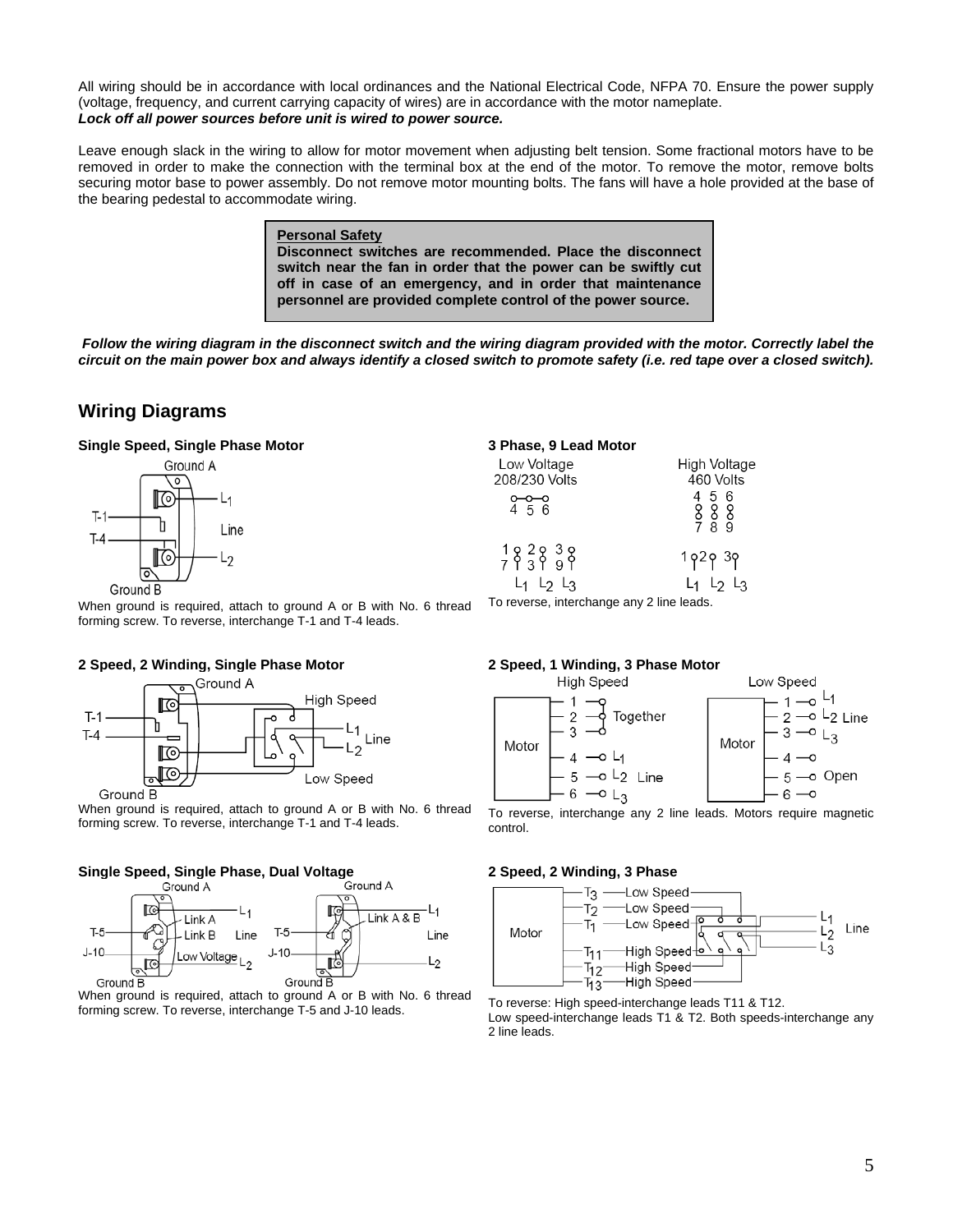All wiring should be in accordance with local ordinances and the National Electrical Code, NFPA 70. Ensure the power supply (voltage, frequency, and current carrying capacity of wires) are in accordance with the motor nameplate.
***Lock off all power sources before unit is wired to power source.***

Leave enough slack in the wiring to allow for motor movement when adjusting belt tension. Some fractional motors have to be removed in order to make the connection with the terminal box at the end of the motor. To remove the motor, remove bolts securing motor base to power assembly. Do not remove motor mounting bolts. The fans will have a hole provided at the base of the bearing pedestal to accommodate wiring.

> **Personal Safety**
> **Disconnect switches are recommended. Place the disconnect switch near the fan in order that the power can be swiftly cut off in case of an emergency, and in order that maintenance personnel are provided complete control of the power source.**

***Follow the wiring diagram in the disconnect switch and the wiring diagram provided with the motor. Correctly label the circuit on the main power box and always identify a closed switch to promote safety (i.e. red tape over a closed switch).***

## Wiring Diagrams

**Single Speed, Single Phase Motor**

When ground is required, attach to ground A or B with No. 6 thread forming screw. To reverse, interchange T-1 and T-4 leads.

**2 Speed, 2 Winding, Single Phase Motor**

When ground is required, attach to ground A or B with No. 6 thread forming screw. To reverse, interchange T-1 and T-4 leads.

**Single Speed, Single Phase, Dual Voltage**

When ground is required, attach to ground A or B with No. 6 thread forming screw. To reverse, interchange T-5 and J-10 leads.

**3 Phase, 9 Lead Motor**

To reverse, interchange any 2 line leads.

**2 Speed, 1 Winding, 3 Phase Motor**

To reverse, interchange any 2 line leads. Motors require magnetic control.

**2 Speed, 2 Winding, 3 Phase**

To reverse: High speed-interchange leads T11 & T12.
Low speed-interchange leads T1 & T2. Both speeds-interchange any 2 line leads.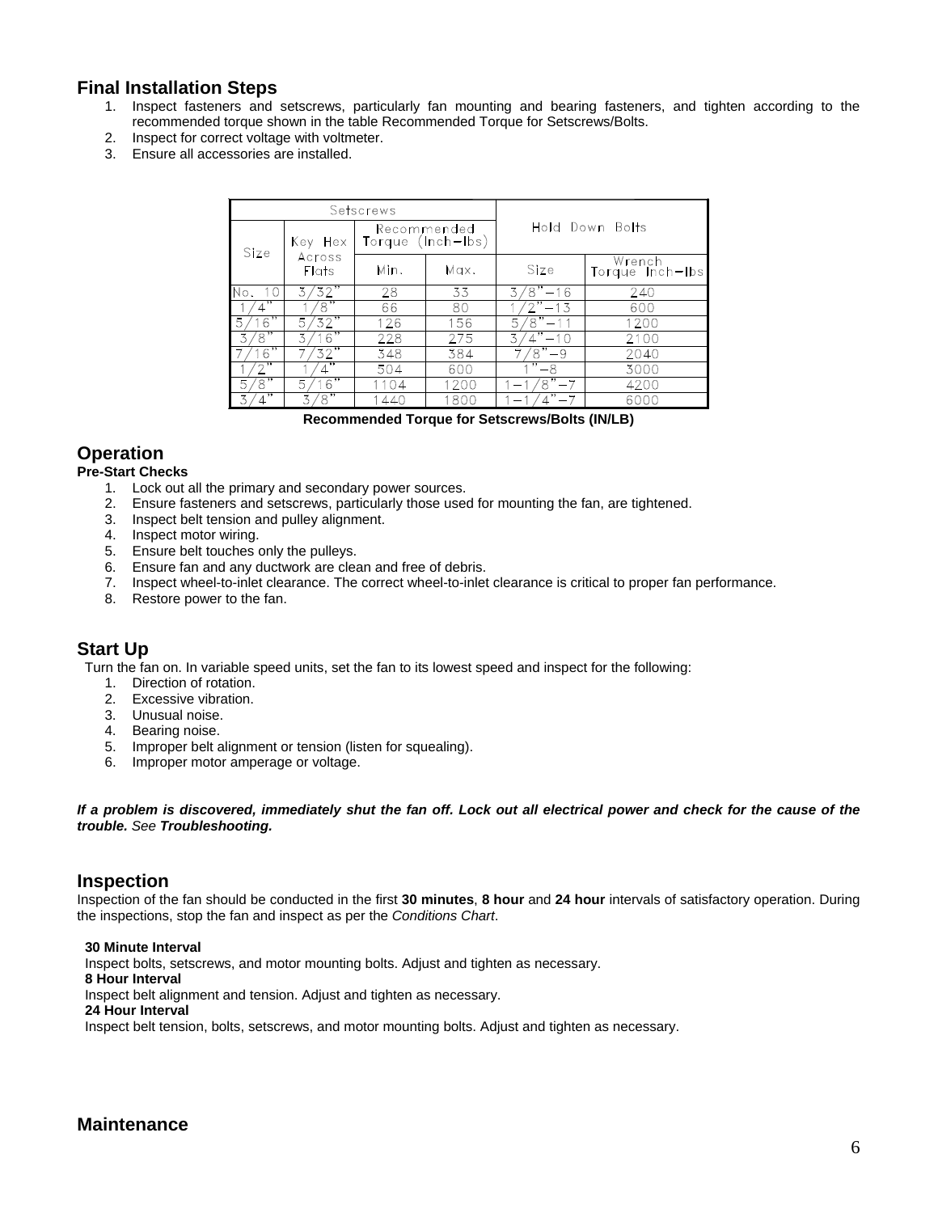## Final Installation Steps

1. Inspect fasteners and setscrews, particularly fan mounting and bearing fasteners, and tighten according to the recommended torque shown in the table Recommended Torque for Setscrews/Bolts.
2. Inspect for correct voltage with voltmeter.
3. Ensure all accessories are installed.

| Setscrews | | | | Hold Down Bolts | |
|---|---|---|---|---|---|
| Size | Key Hex Across Flats | Recommended Torque (Inch-lbs) | | | |
| | | Min. | Max. | Size | Wrench Torque Inch-lbs |
| No. 10 | 3/32" | 28 | 33 | 3/8"-16 | 240 |
| 1/4" | 1/8" | 66 | 80 | 1/2"-13 | 600 |
| 5/16" | 5/32" | 126 | 156 | 5/8"-11 | 1200 |
| 3/8" | 3/16" | 228 | 275 | 3/4"-10 | 2100 |
| 7/16" | 7/32" | 348 | 384 | 7/8"-9 | 2040 |
| 1/2" | 1/4" | 504 | 600 | 1"-8 | 3000 |
| 5/8" | 5/16" | 1104 | 1200 | 1-1/8"-7 | 4200 |
| 3/4" | 3/8" | 1440 | 1800 | 1-1/4"-7 | 6000 |

**Recommended Torque for Setscrews/Bolts (IN/LB)**

## Operation

**Pre-Start Checks**

1. Lock out all the primary and secondary power sources.
2. Ensure fasteners and setscrews, particularly those used for mounting the fan, are tightened.
3. Inspect belt tension and pulley alignment.
4. Inspect motor wiring.
5. Ensure belt touches only the pulleys.
6. Ensure fan and any ductwork are clean and free of debris.
7. Inspect wheel-to-inlet clearance. The correct wheel-to-inlet clearance is critical to proper fan performance.
8. Restore power to the fan.

## Start Up

Turn the fan on. In variable speed units, set the fan to its lowest speed and inspect for the following:

1. Direction of rotation.
2. Excessive vibration.
3. Unusual noise.
4. Bearing noise.
5. Improper belt alignment or tension (listen for squealing).
6. Improper motor amperage or voltage.

***If a problem is discovered, immediately shut the fan off. Lock out all electrical power and check for the cause of the trouble.*** *See* ***Troubleshooting.***

## Inspection

Inspection of the fan should be conducted in the first **30 minutes**, **8 hour** and **24 hour** intervals of satisfactory operation. During the inspections, stop the fan and inspect as per the *Conditions Chart*.

**30 Minute Interval**
Inspect bolts, setscrews, and motor mounting bolts. Adjust and tighten as necessary.
**8 Hour Interval**
Inspect belt alignment and tension. Adjust and tighten as necessary.
**24 Hour Interval**
Inspect belt tension, bolts, setscrews, and motor mounting bolts. Adjust and tighten as necessary.

## Maintenance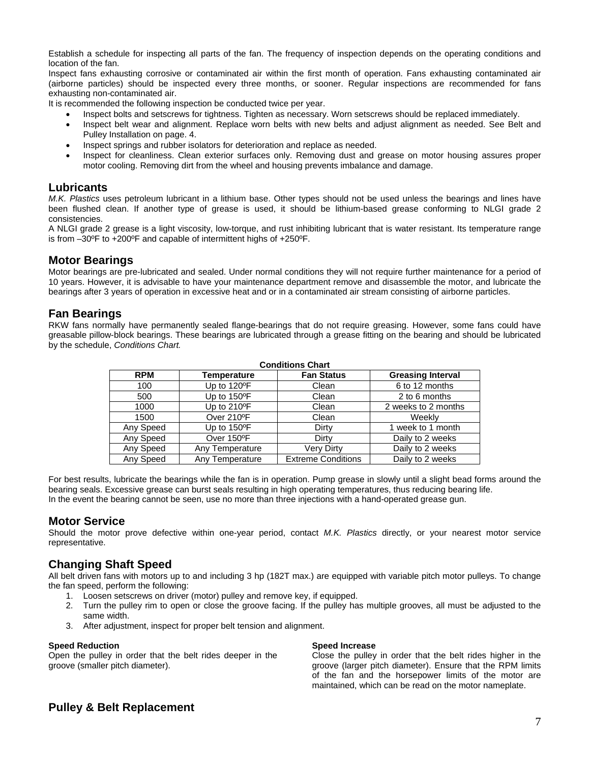Establish a schedule for inspecting all parts of the fan. The frequency of inspection depends on the operating conditions and location of the fan.

Inspect fans exhausting corrosive or contaminated air within the first month of operation. Fans exhausting contaminated air (airborne particles) should be inspected every three months, or sooner. Regular inspections are recommended for fans exhausting non-contaminated air.

It is recommended the following inspection be conducted twice per year.

- Inspect bolts and setscrews for tightness. Tighten as necessary. Worn setscrews should be replaced immediately.
- Inspect belt wear and alignment. Replace worn belts with new belts and adjust alignment as needed. See Belt and Pulley Installation on page. 4.
- Inspect springs and rubber isolators for deterioration and replace as needed.
- Inspect for cleanliness. Clean exterior surfaces only. Removing dust and grease on motor housing assures proper motor cooling. Removing dirt from the wheel and housing prevents imbalance and damage.

## Lubricants

*M.K. Plastics* uses petroleum lubricant in a lithium base. Other types should not be used unless the bearings and lines have been flushed clean. If another type of grease is used, it should be lithium-based grease conforming to NLGI grade 2 consistencies.

A NLGI grade 2 grease is a light viscosity, low-torque, and rust inhibiting lubricant that is water resistant. Its temperature range is from –30ºF to +200ºF and capable of intermittent highs of +250ºF.

## Motor Bearings

Motor bearings are pre-lubricated and sealed. Under normal conditions they will not require further maintenance for a period of 10 years. However, it is advisable to have your maintenance department remove and disassemble the motor, and lubricate the bearings after 3 years of operation in excessive heat and or in a contaminated air stream consisting of airborne particles.

## Fan Bearings

RKW fans normally have permanently sealed flange-bearings that do not require greasing. However, some fans could have greasable pillow-block bearings. These bearings are lubricated through a grease fitting on the bearing and should be lubricated by the schedule, *Conditions Chart.*

**Conditions Chart**

| RPM | Temperature | Fan Status | Greasing Interval |
|---|---|---|---|
| 100 | Up to 120ºF | Clean | 6 to 12 months |
| 500 | Up to 150ºF | Clean | 2 to 6 months |
| 1000 | Up to 210ºF | Clean | 2 weeks to 2 months |
| 1500 | Over 210ºF | Clean | Weekly |
| Any Speed | Up to 150ºF | Dirty | 1 week to 1 month |
| Any Speed | Over 150ºF | Dirty | Daily to 2 weeks |
| Any Speed | Any Temperature | Very Dirty | Daily to 2 weeks |
| Any Speed | Any Temperature | Extreme Conditions | Daily to 2 weeks |

For best results, lubricate the bearings while the fan is in operation. Pump grease in slowly until a slight bead forms around the bearing seals. Excessive grease can burst seals resulting in high operating temperatures, thus reducing bearing life.

In the event the bearing cannot be seen, use no more than three injections with a hand-operated grease gun.

## Motor Service

Should the motor prove defective within one-year period, contact *M.K. Plastics* directly, or your nearest motor service representative.

## Changing Shaft Speed

All belt driven fans with motors up to and including 3 hp (182T max.) are equipped with variable pitch motor pulleys. To change the fan speed, perform the following:

1. Loosen setscrews on driver (motor) pulley and remove key, if equipped.
2. Turn the pulley rim to open or close the groove facing. If the pulley has multiple grooves, all must be adjusted to the same width.
3. After adjustment, inspect for proper belt tension and alignment.

**Speed Reduction**

Open the pulley in order that the belt rides deeper in the groove (smaller pitch diameter).

**Speed Increase**

Close the pulley in order that the belt rides higher in the groove (larger pitch diameter). Ensure that the RPM limits of the fan and the horsepower limits of the motor are maintained, which can be read on the motor nameplate.

## Pulley & Belt Replacement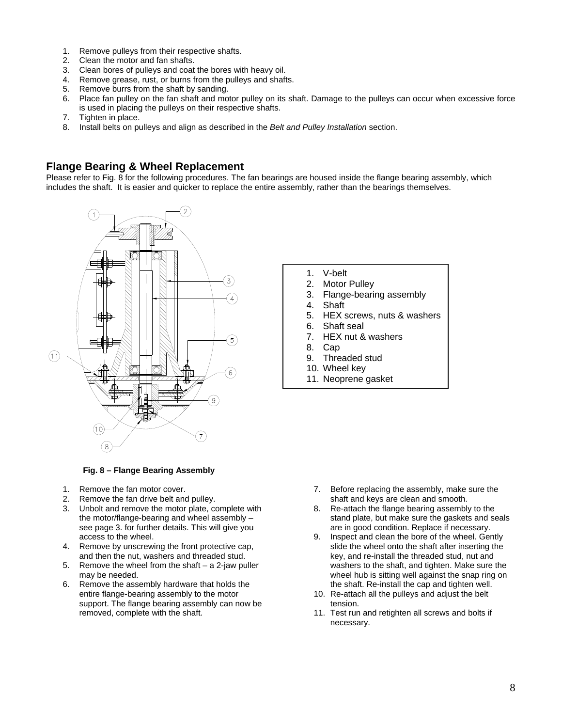1. Remove pulleys from their respective shafts.
2. Clean the motor and fan shafts.
3. Clean bores of pulleys and coat the bores with heavy oil.
4. Remove grease, rust, or burns from the pulleys and shafts.
5. Remove burrs from the shaft by sanding.
6. Place fan pulley on the fan shaft and motor pulley on its shaft. Damage to the pulleys can occur when excessive force is used in placing the pulleys on their respective shafts.
7. Tighten in place.
8. Install belts on pulleys and align as described in the *Belt and Pulley Installation* section.

## Flange Bearing & Wheel Replacement

Please refer to Fig. 8 for the following procedures. The fan bearings are housed inside the flange bearing assembly, which includes the shaft. It is easier and quicker to replace the entire assembly, rather than the bearings themselves.

1. V-belt
2. Motor Pulley
3. Flange-bearing assembly
4. Shaft
5. HEX screws, nuts & washers
6. Shaft seal
7. HEX nut & washers
8. Cap
9. Threaded stud
10. Wheel key
11. Neoprene gasket

**Fig. 8 – Flange Bearing Assembly**

1. Remove the fan motor cover.
2. Remove the fan drive belt and pulley.
3. Unbolt and remove the motor plate, complete with the motor/flange-bearing and wheel assembly – see page 3. for further details. This will give you access to the wheel.
4. Remove by unscrewing the front protective cap, and then the nut, washers and threaded stud.
5. Remove the wheel from the shaft – a 2-jaw puller may be needed.
6. Remove the assembly hardware that holds the entire flange-bearing assembly to the motor support. The flange bearing assembly can now be removed, complete with the shaft.
7. Before replacing the assembly, make sure the shaft and keys are clean and smooth.
8. Re-attach the flange bearing assembly to the stand plate, but make sure the gaskets and seals are in good condition. Replace if necessary.
9. Inspect and clean the bore of the wheel. Gently slide the wheel onto the shaft after inserting the key, and re-install the threaded stud, nut and washers to the shaft, and tighten. Make sure the wheel hub is sitting well against the snap ring on the shaft. Re-install the cap and tighten well.
10. Re-attach all the pulleys and adjust the belt tension.
11. Test run and retighten all screws and bolts if necessary.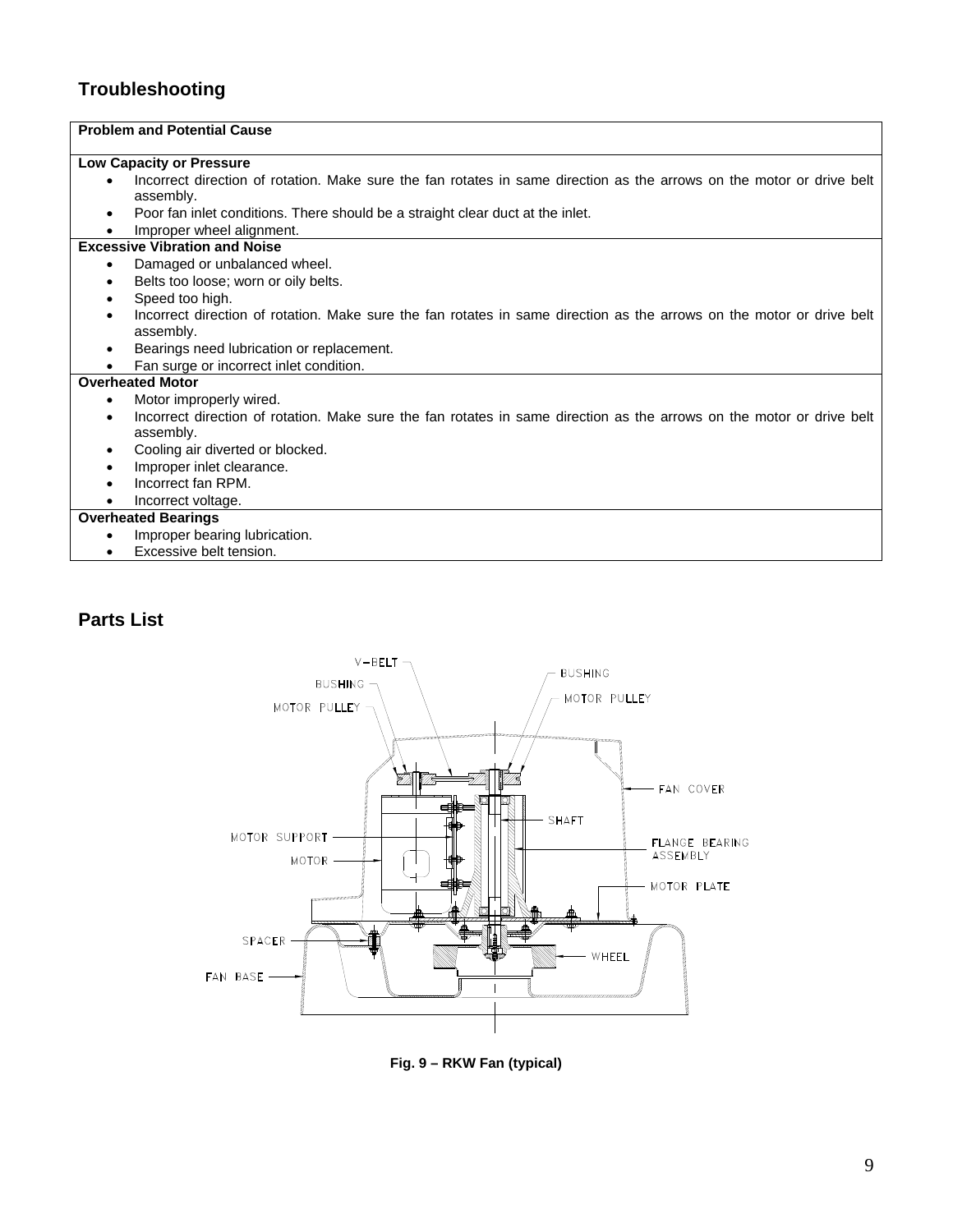## Troubleshooting

| Problem and Potential Cause |
|---|
| **Low Capacity or Pressure** |
| • Incorrect direction of rotation. Make sure the fan rotates in same direction as the arrows on the motor or drive belt assembly.<br>• Poor fan inlet conditions. There should be a straight clear duct at the inlet.<br>• Improper wheel alignment. |
| **Excessive Vibration and Noise** |
| • Damaged or unbalanced wheel.<br>• Belts too loose; worn or oily belts.<br>• Speed too high.<br>• Incorrect direction of rotation. Make sure the fan rotates in same direction as the arrows on the motor or drive belt assembly.<br>• Bearings need lubrication or replacement.<br>• Fan surge or incorrect inlet condition. |
| **Overheated Motor** |
| • Motor improperly wired.<br>• Incorrect direction of rotation. Make sure the fan rotates in same direction as the arrows on the motor or drive belt assembly.<br>• Cooling air diverted or blocked.<br>• Improper inlet clearance.<br>• Incorrect fan RPM.<br>• Incorrect voltage. |
| **Overheated Bearings** |
| • Improper bearing lubrication.<br>• Excessive belt tension. |

## Parts List

V-BELT
BUSHING
MOTOR PULLEY
BUSHING
MOTOR PULLEY
FAN COVER
SHAFT
MOTOR SUPPORT
FLANGE BEARING ASSEMBLY
MOTOR
MOTOR PLATE
SPACER
WHEEL
FAN BASE

**Fig. 9 – RKW Fan (typical)**